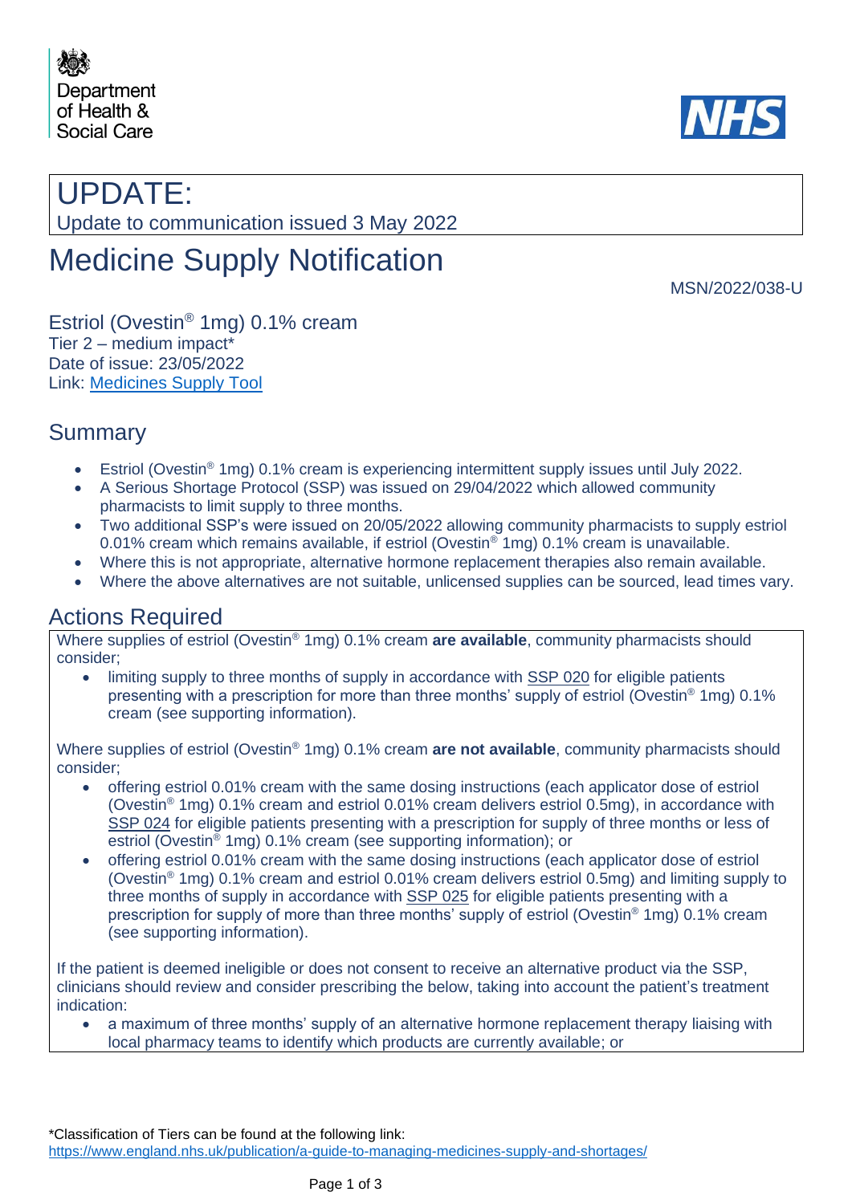Department of Health & Social Care

NHS

# UPDATE:

Update to communication issued 3 May 2022

# Medicine Supply Notification

MSN/2022/038-U

Estriol (Ovestin® 1mg) 0.1% cream
Tier 2 – medium impact*
Date of issue: 23/05/2022
Link: Medicines Supply Tool

## Summary

- Estriol (Ovestin® 1mg) 0.1% cream is experiencing intermittent supply issues until July 2022.
- A Serious Shortage Protocol (SSP) was issued on 29/04/2022 which allowed community pharmacists to limit supply to three months.
- Two additional SSP's were issued on 20/05/2022 allowing community pharmacists to supply estriol 0.01% cream which remains available, if estriol (Ovestin® 1mg) 0.1% cream is unavailable.
- Where this is not appropriate, alternative hormone replacement therapies also remain available.
- Where the above alternatives are not suitable, unlicensed supplies can be sourced, lead times vary.

## Actions Required

Where supplies of estriol (Ovestin® 1mg) 0.1% cream **are available**, community pharmacists should consider;

- limiting supply to three months of supply in accordance with SSP 020 for eligible patients presenting with a prescription for more than three months' supply of estriol (Ovestin® 1mg) 0.1% cream (see supporting information).

Where supplies of estriol (Ovestin® 1mg) 0.1% cream **are not available**, community pharmacists should consider;

- offering estriol 0.01% cream with the same dosing instructions (each applicator dose of estriol (Ovestin® 1mg) 0.1% cream and estriol 0.01% cream delivers estriol 0.5mg), in accordance with SSP 024 for eligible patients presenting with a prescription for supply of three months or less of estriol (Ovestin® 1mg) 0.1% cream (see supporting information); or
- offering estriol 0.01% cream with the same dosing instructions (each applicator dose of estriol (Ovestin® 1mg) 0.1% cream and estriol 0.01% cream delivers estriol 0.5mg) and limiting supply to three months of supply in accordance with SSP 025 for eligible patients presenting with a prescription for supply of more than three months' supply of estriol (Ovestin® 1mg) 0.1% cream (see supporting information).

If the patient is deemed ineligible or does not consent to receive an alternative product via the SSP, clinicians should review and consider prescribing the below, taking into account the patient's treatment indication:

- a maximum of three months' supply of an alternative hormone replacement therapy liaising with local pharmacy teams to identify which products are currently available; or

*Classification of Tiers can be found at the following link:
https://www.england.nhs.uk/publication/a-guide-to-managing-medicines-supply-and-shortages/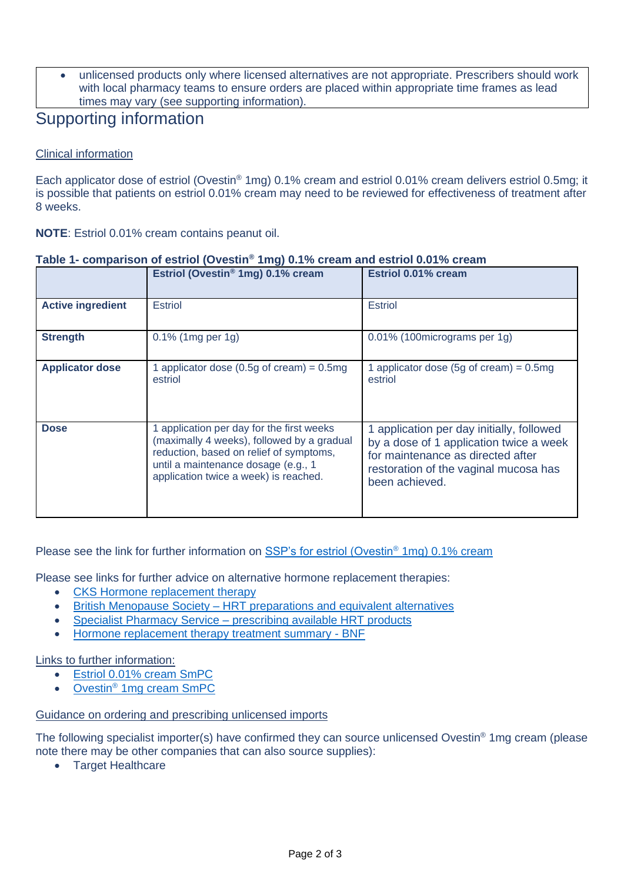- unlicensed products only where licensed alternatives are not appropriate. Prescribers should work with local pharmacy teams to ensure orders are placed within appropriate time frames as lead times may vary (see supporting information).

# Supporting information

Clinical information

Each applicator dose of estriol (Ovestin® 1mg) 0.1% cream and estriol 0.01% cream delivers estriol 0.5mg; it is possible that patients on estriol 0.01% cream may need to be reviewed for effectiveness of treatment after 8 weeks.

**NOTE**: Estriol 0.01% cream contains peanut oil.

**Table 1- comparison of estriol (Ovestin® 1mg) 0.1% cream and estriol 0.01% cream**

| | **Estriol (Ovestin® 1mg) 0.1% cream** | **Estriol 0.01% cream** |
|---|---|---|
| **Active ingredient** | Estriol | Estriol |
| **Strength** | 0.1% (1mg per 1g) | 0.01% (100micrograms per 1g) |
| **Applicator dose** | 1 applicator dose (0.5g of cream) = 0.5mg estriol | 1 applicator dose (5g of cream) = 0.5mg estriol |
| **Dose** | 1 application per day for the first weeks (maximally 4 weeks), followed by a gradual reduction, based on relief of symptoms, until a maintenance dosage (e.g., 1 application twice a week) is reached. | 1 application per day initially, followed by a dose of 1 application twice a week for maintenance as directed after restoration of the vaginal mucosa has been achieved. |

Please see the link for further information on SSP's for estriol (Ovestin® 1mg) 0.1% cream

Please see links for further advice on alternative hormone replacement therapies:

- CKS Hormone replacement therapy
- British Menopause Society – HRT preparations and equivalent alternatives
- Specialist Pharmacy Service – prescribing available HRT products
- Hormone replacement therapy treatment summary - BNF

Links to further information:

- Estriol 0.01% cream SmPC
- Ovestin® 1mg cream SmPC

Guidance on ordering and prescribing unlicensed imports

The following specialist importer(s) have confirmed they can source unlicensed Ovestin® 1mg cream (please note there may be other companies that can also source supplies):

- Target Healthcare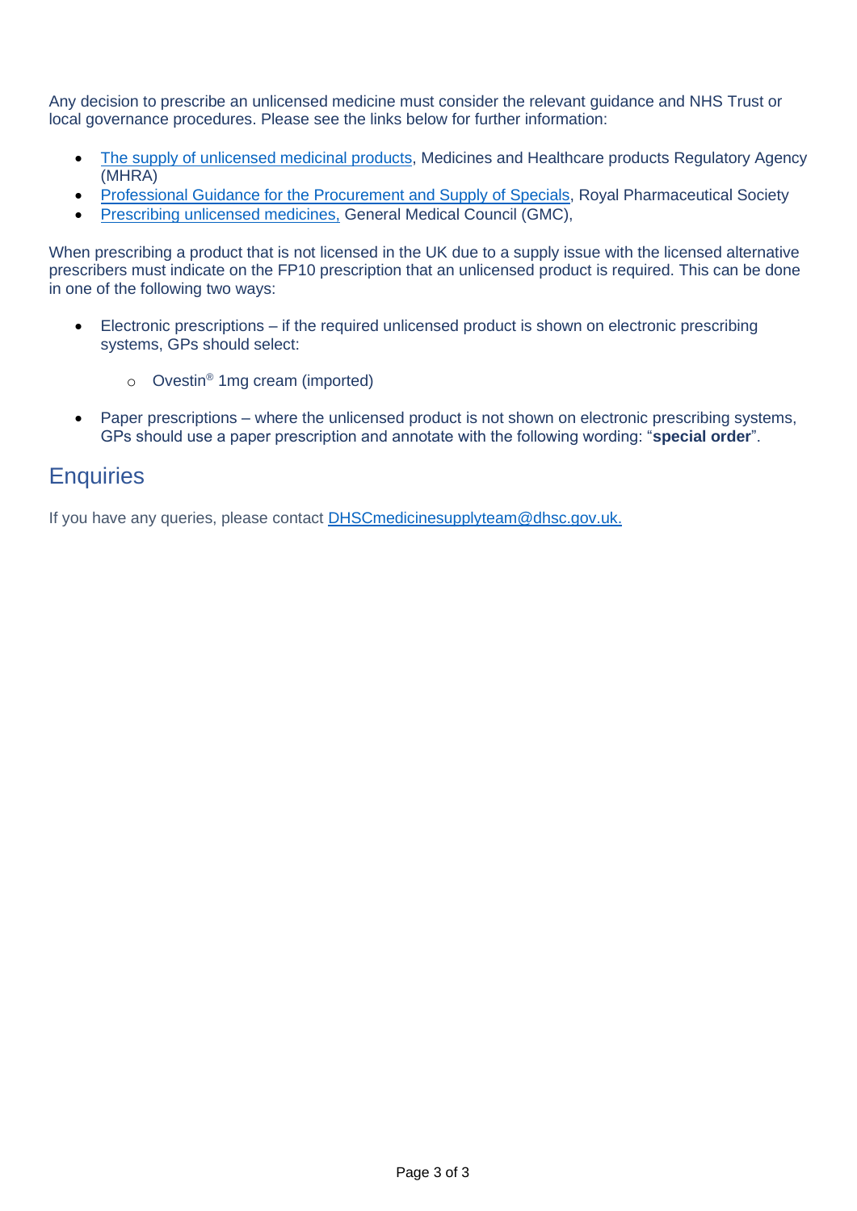Any decision to prescribe an unlicensed medicine must consider the relevant guidance and NHS Trust or local governance procedures. Please see the links below for further information:

- The supply of unlicensed medicinal products, Medicines and Healthcare products Regulatory Agency (MHRA)
- Professional Guidance for the Procurement and Supply of Specials, Royal Pharmaceutical Society
- Prescribing unlicensed medicines, General Medical Council (GMC),

When prescribing a product that is not licensed in the UK due to a supply issue with the licensed alternative prescribers must indicate on the FP10 prescription that an unlicensed product is required. This can be done in one of the following two ways:

- Electronic prescriptions – if the required unlicensed product is shown on electronic prescribing systems, GPs should select:
  - Ovestin® 1mg cream (imported)
- Paper prescriptions – where the unlicensed product is not shown on electronic prescribing systems, GPs should use a paper prescription and annotate with the following wording: "**special order**".

## Enquiries

If you have any queries, please contact DHSCmedicinesupplyteam@dhsc.gov.uk.